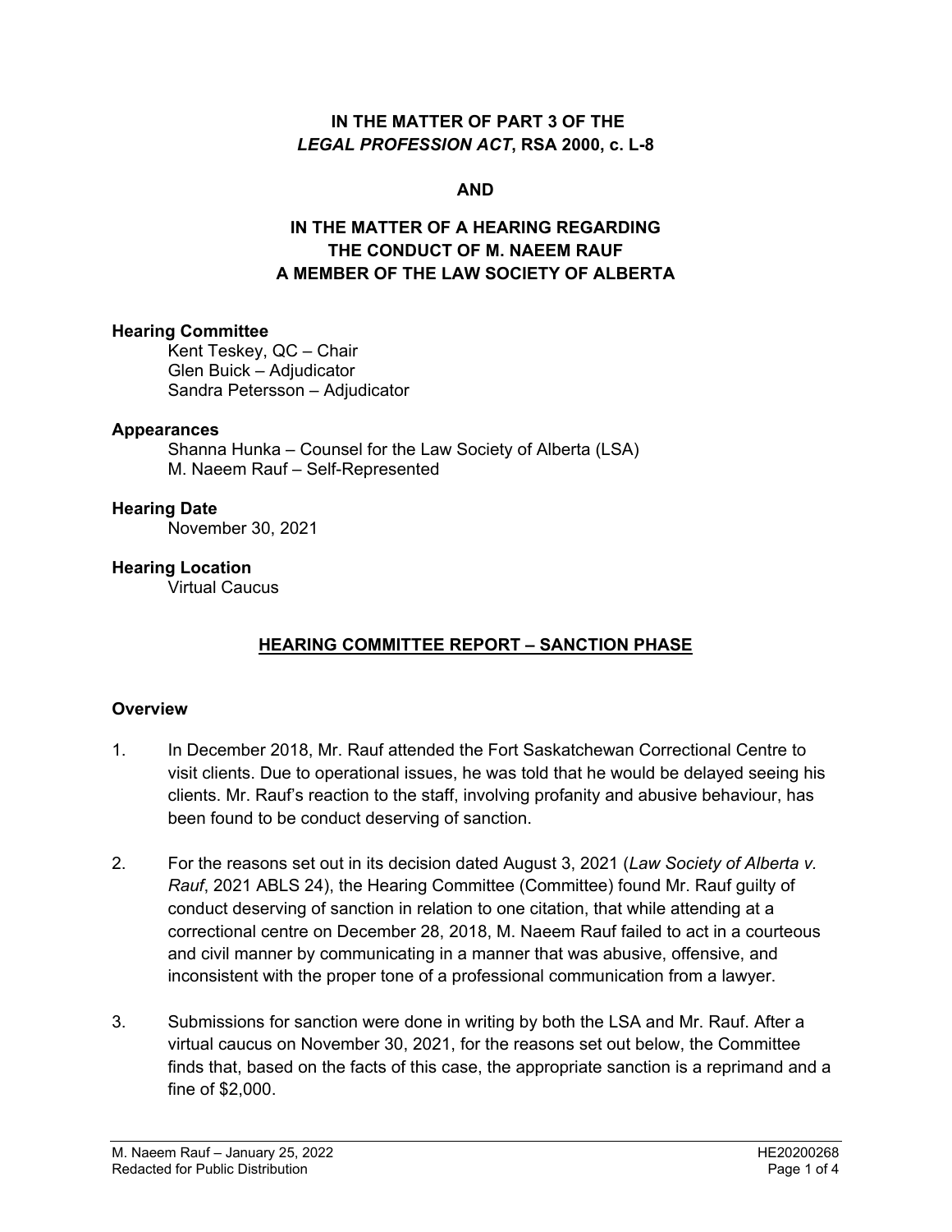**IN THE MATTER OF PART 3 OF THE *LEGAL PROFESSION ACT*, RSA 2000, c. L-8**

**AND**

**IN THE MATTER OF A HEARING REGARDING THE CONDUCT OF M. NAEEM RAUF A MEMBER OF THE LAW SOCIETY OF ALBERTA**

**Hearing Committee**

Kent Teskey, QC – Chair
Glen Buick – Adjudicator
Sandra Petersson – Adjudicator

**Appearances**

Shanna Hunka – Counsel for the Law Society of Alberta (LSA)
M. Naeem Rauf – Self-Represented

**Hearing Date**

November 30, 2021

**Hearing Location**

Virtual Caucus

## HEARING COMMITTEE REPORT – SANCTION PHASE

### Overview

1. In December 2018, Mr. Rauf attended the Fort Saskatchewan Correctional Centre to visit clients. Due to operational issues, he was told that he would be delayed seeing his clients. Mr. Rauf's reaction to the staff, involving profanity and abusive behaviour, has been found to be conduct deserving of sanction.

2. For the reasons set out in its decision dated August 3, 2021 (*Law Society of Alberta v. Rauf*, 2021 ABLS 24), the Hearing Committee (Committee) found Mr. Rauf guilty of conduct deserving of sanction in relation to one citation, that while attending at a correctional centre on December 28, 2018, M. Naeem Rauf failed to act in a courteous and civil manner by communicating in a manner that was abusive, offensive, and inconsistent with the proper tone of a professional communication from a lawyer.

3. Submissions for sanction were done in writing by both the LSA and Mr. Rauf. After a virtual caucus on November 30, 2021, for the reasons set out below, the Committee finds that, based on the facts of this case, the appropriate sanction is a reprimand and a fine of $2,000.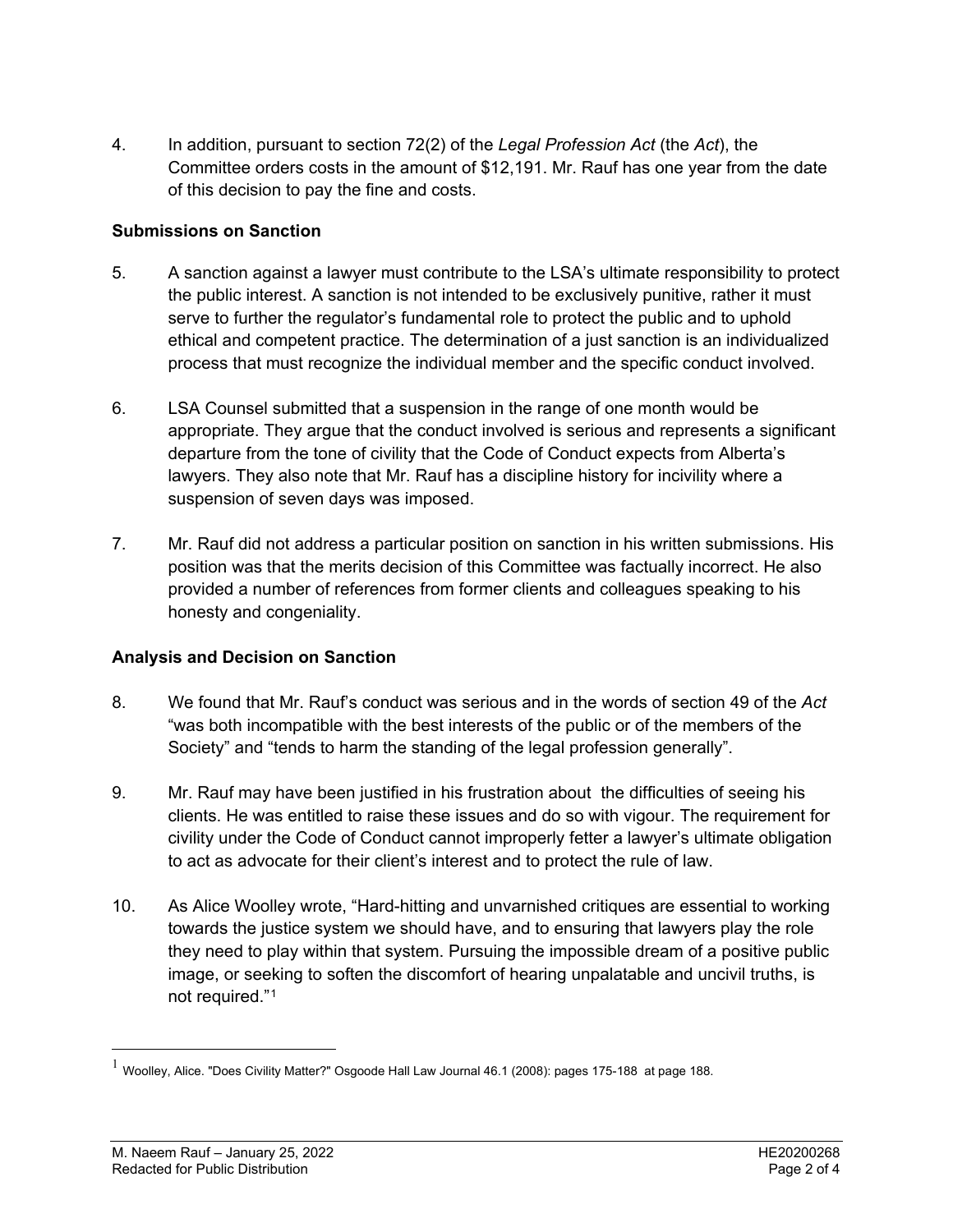4. In addition, pursuant to section 72(2) of the *Legal Profession Act* (the *Act*), the Committee orders costs in the amount of $12,191. Mr. Rauf has one year from the date of this decision to pay the fine and costs.

**Submissions on Sanction**

5. A sanction against a lawyer must contribute to the LSA's ultimate responsibility to protect the public interest. A sanction is not intended to be exclusively punitive, rather it must serve to further the regulator's fundamental role to protect the public and to uphold ethical and competent practice. The determination of a just sanction is an individualized process that must recognize the individual member and the specific conduct involved.

6. LSA Counsel submitted that a suspension in the range of one month would be appropriate. They argue that the conduct involved is serious and represents a significant departure from the tone of civility that the Code of Conduct expects from Alberta's lawyers. They also note that Mr. Rauf has a discipline history for incivility where a suspension of seven days was imposed.

7. Mr. Rauf did not address a particular position on sanction in his written submissions. His position was that the merits decision of this Committee was factually incorrect. He also provided a number of references from former clients and colleagues speaking to his honesty and congeniality.

**Analysis and Decision on Sanction**

8. We found that Mr. Rauf's conduct was serious and in the words of section 49 of the *Act* "was both incompatible with the best interests of the public or of the members of the Society" and "tends to harm the standing of the legal profession generally".

9. Mr. Rauf may have been justified in his frustration about the difficulties of seeing his clients. He was entitled to raise these issues and do so with vigour. The requirement for civility under the Code of Conduct cannot improperly fetter a lawyer's ultimate obligation to act as advocate for their client's interest and to protect the rule of law.

10. As Alice Woolley wrote, "Hard-hitting and unvarnished critiques are essential to working towards the justice system we should have, and to ensuring that lawyers play the role they need to play within that system. Pursuing the impossible dream of a positive public image, or seeking to soften the discomfort of hearing unpalatable and uncivil truths, is not required."[1]

[1] Woolley, Alice. "Does Civility Matter?" Osgoode Hall Law Journal 46.1 (2008): pages 175-188 at page 188.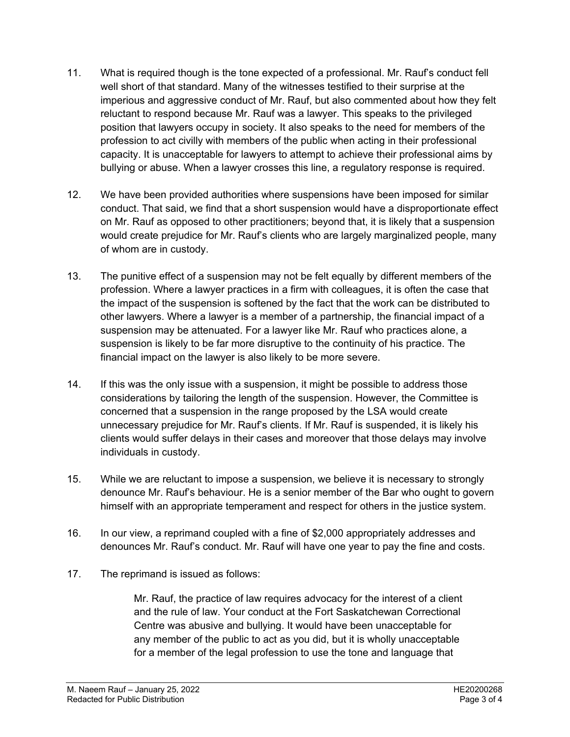11. What is required though is the tone expected of a professional. Mr. Rauf's conduct fell well short of that standard. Many of the witnesses testified to their surprise at the imperious and aggressive conduct of Mr. Rauf, but also commented about how they felt reluctant to respond because Mr. Rauf was a lawyer. This speaks to the privileged position that lawyers occupy in society. It also speaks to the need for members of the profession to act civilly with members of the public when acting in their professional capacity. It is unacceptable for lawyers to attempt to achieve their professional aims by bullying or abuse. When a lawyer crosses this line, a regulatory response is required.

12. We have been provided authorities where suspensions have been imposed for similar conduct. That said, we find that a short suspension would have a disproportionate effect on Mr. Rauf as opposed to other practitioners; beyond that, it is likely that a suspension would create prejudice for Mr. Rauf's clients who are largely marginalized people, many of whom are in custody.

13. The punitive effect of a suspension may not be felt equally by different members of the profession. Where a lawyer practices in a firm with colleagues, it is often the case that the impact of the suspension is softened by the fact that the work can be distributed to other lawyers. Where a lawyer is a member of a partnership, the financial impact of a suspension may be attenuated. For a lawyer like Mr. Rauf who practices alone, a suspension is likely to be far more disruptive to the continuity of his practice. The financial impact on the lawyer is also likely to be more severe.

14. If this was the only issue with a suspension, it might be possible to address those considerations by tailoring the length of the suspension. However, the Committee is concerned that a suspension in the range proposed by the LSA would create unnecessary prejudice for Mr. Rauf's clients. If Mr. Rauf is suspended, it is likely his clients would suffer delays in their cases and moreover that those delays may involve individuals in custody.

15. While we are reluctant to impose a suspension, we believe it is necessary to strongly denounce Mr. Rauf's behaviour. He is a senior member of the Bar who ought to govern himself with an appropriate temperament and respect for others in the justice system.

16. In our view, a reprimand coupled with a fine of $2,000 appropriately addresses and denounces Mr. Rauf's conduct. Mr. Rauf will have one year to pay the fine and costs.

17. The reprimand is issued as follows:

> Mr. Rauf, the practice of law requires advocacy for the interest of a client and the rule of law. Your conduct at the Fort Saskatchewan Correctional Centre was abusive and bullying. It would have been unacceptable for any member of the public to act as you did, but it is wholly unacceptable for a member of the legal profession to use the tone and language that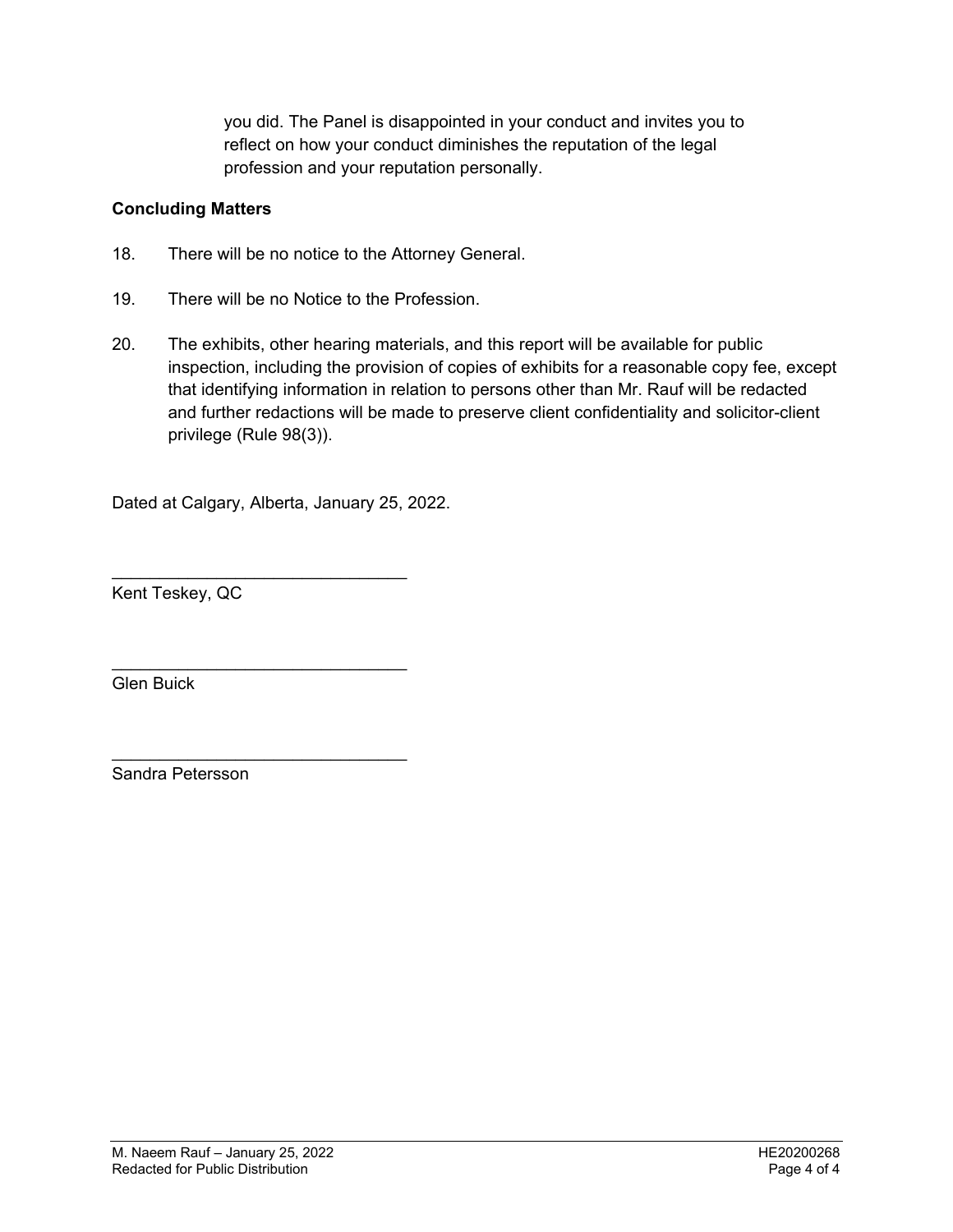you did. The Panel is disappointed in your conduct and invites you to reflect on how your conduct diminishes the reputation of the legal profession and your reputation personally.

**Concluding Matters**

18. There will be no notice to the Attorney General.

19. There will be no Notice to the Profession.

20. The exhibits, other hearing materials, and this report will be available for public inspection, including the provision of copies of exhibits for a reasonable copy fee, except that identifying information in relation to persons other than Mr. Rauf will be redacted and further redactions will be made to preserve client confidentiality and solicitor-client privilege (Rule 98(3)).

Dated at Calgary, Alberta, January 25, 2022.

_______________________________
Kent Teskey, QC

_______________________________
Glen Buick

_______________________________
Sandra Petersson